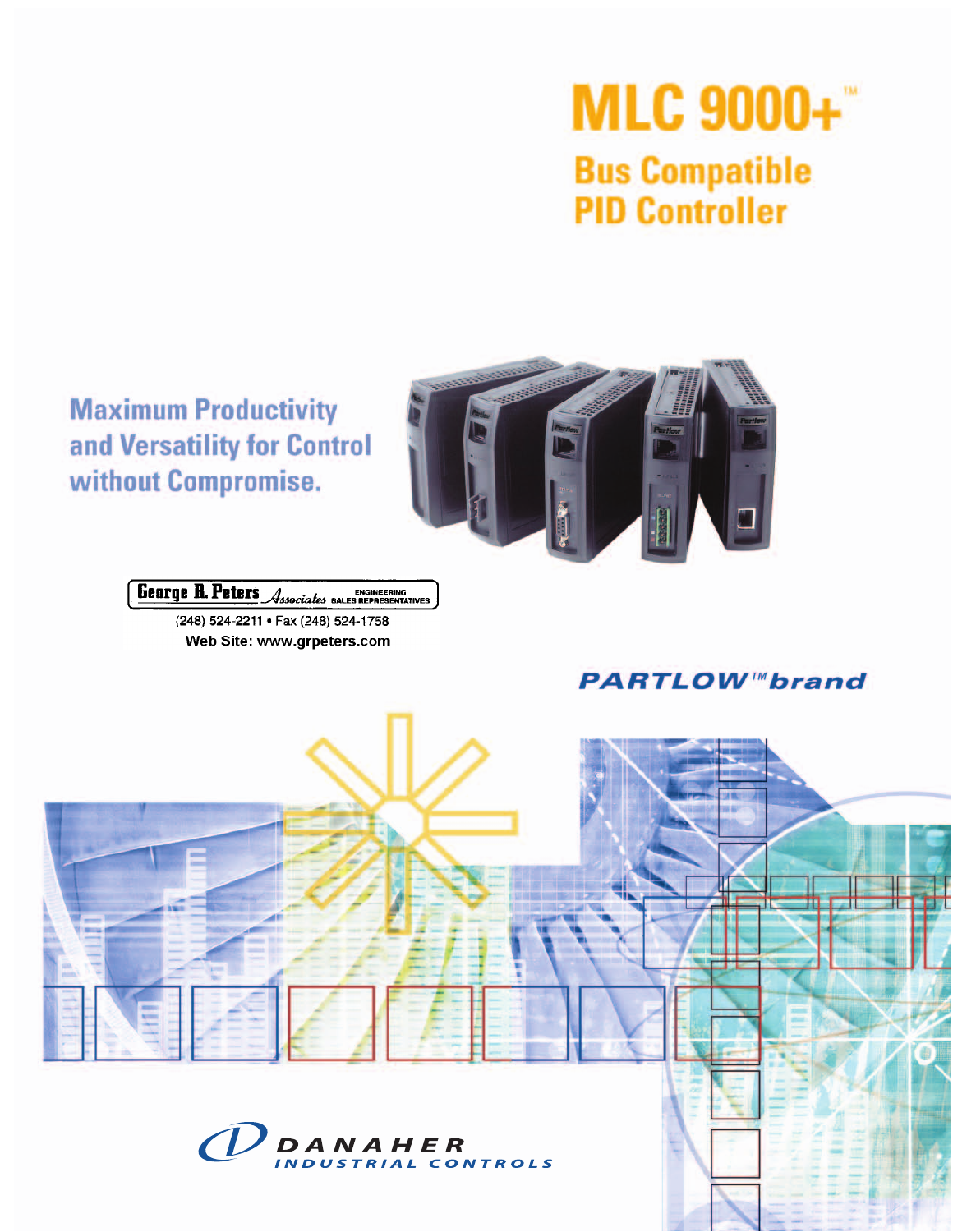# MLC 9000+™

## Bus Compatible PID Controller

**Maximum Productivity and Versatility for Control without Compromise.**

George R. Peters Associates ENGINEERING SALES REPRESENTATIVES

(248) 524-2211 • Fax (248) 524-1758

Web Site: www.grpeters.com

**PARTLOW™ brand**

DANAHER INDUSTRIAL CONTROLS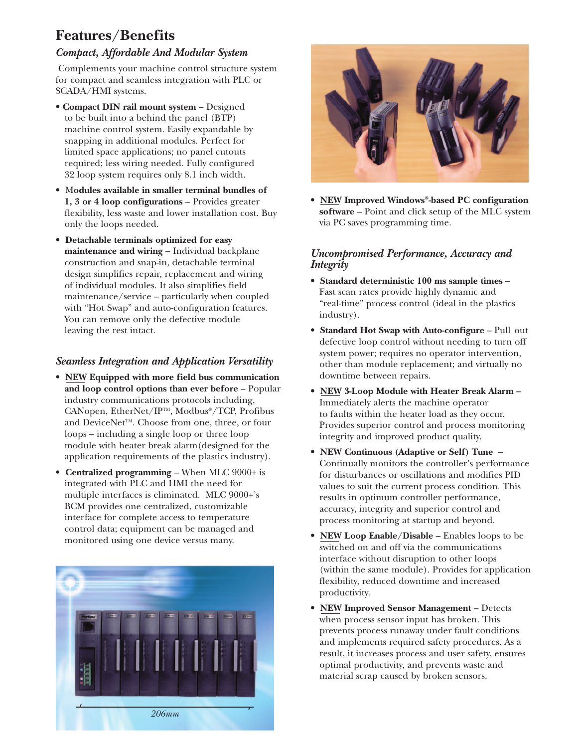# Features/Benefits

### *Compact, Affordable And Modular System*

Complements your machine control structure system for compact and seamless integration with PLC or SCADA/HMI systems.

- **Compact DIN rail mount system** – Designed to be built into a behind the panel (BTP) machine control system. Easily expandable by snapping in additional modules. Perfect for limited space applications; no panel cutouts required; less wiring needed. Fully configured 32 loop system requires only 8.1 inch width.
- **Modules available in smaller terminal bundles of 1, 3 or 4 loop configurations** – Provides greater flexibility, less waste and lower installation cost. Buy only the loops needed.
- **Detachable terminals optimized for easy maintenance and wiring** – Individual backplane construction and snap-in, detachable terminal design simplifies repair, replacement and wiring of individual modules. It also simplifies field maintenance/service – particularly when coupled with "Hot Swap" and auto-configuration features. You can remove only the defective module leaving the rest intact.

### *Seamless Integration and Application Versatility*

- **NEW Equipped with more field bus communication and loop control options than ever before** – Popular industry communications protocols including, CANopen, EtherNet/IP™, Modbus®/TCP, Profibus and DeviceNet™. Choose from one, three, or four loops – including a single loop or three loop module with heater break alarm(designed for the application requirements of the plastics industry).
- **Centralized programming** – When MLC 9000+ is integrated with PLC and HMI the need for multiple interfaces is eliminated. MLC 9000+'s BCM provides one centralized, customizable interface for complete access to temperature control data; equipment can be managed and monitored using one device versus many.

206mm

- **NEW Improved Windows®-based PC configuration software** – Point and click setup of the MLC system via PC saves programming time.

### *Uncompromised Performance, Accuracy and Integrity*

- **Standard deterministic 100 ms sample times** – Fast scan rates provide highly dynamic and "real-time" process control (ideal in the plastics industry).
- **Standard Hot Swap with Auto-configure** – Pull out defective loop control without needing to turn off system power; requires no operator intervention, other than module replacement; and virtually no downtime between repairs.
- **NEW 3-Loop Module with Heater Break Alarm** – Immediately alerts the machine operator to faults within the heater load as they occur. Provides superior control and process monitoring integrity and improved product quality.
- **NEW Continuous (Adaptive or Self) Tune** – Continually monitors the controller's performance for disturbances or oscillations and modifies PID values to suit the current process condition. This results in optimum controller performance, accuracy, integrity and superior control and process monitoring at startup and beyond.
- **NEW Loop Enable/Disable** – Enables loops to be switched on and off via the communications interface without disruption to other loops (within the same module). Provides for application flexibility, reduced downtime and increased productivity.
- **NEW Improved Sensor Management** – Detects when process sensor input has broken. This prevents process runaway under fault conditions and implements required safety procedures. As a result, it increases process and user safety, ensures optimal productivity, and prevents waste and material scrap caused by broken sensors.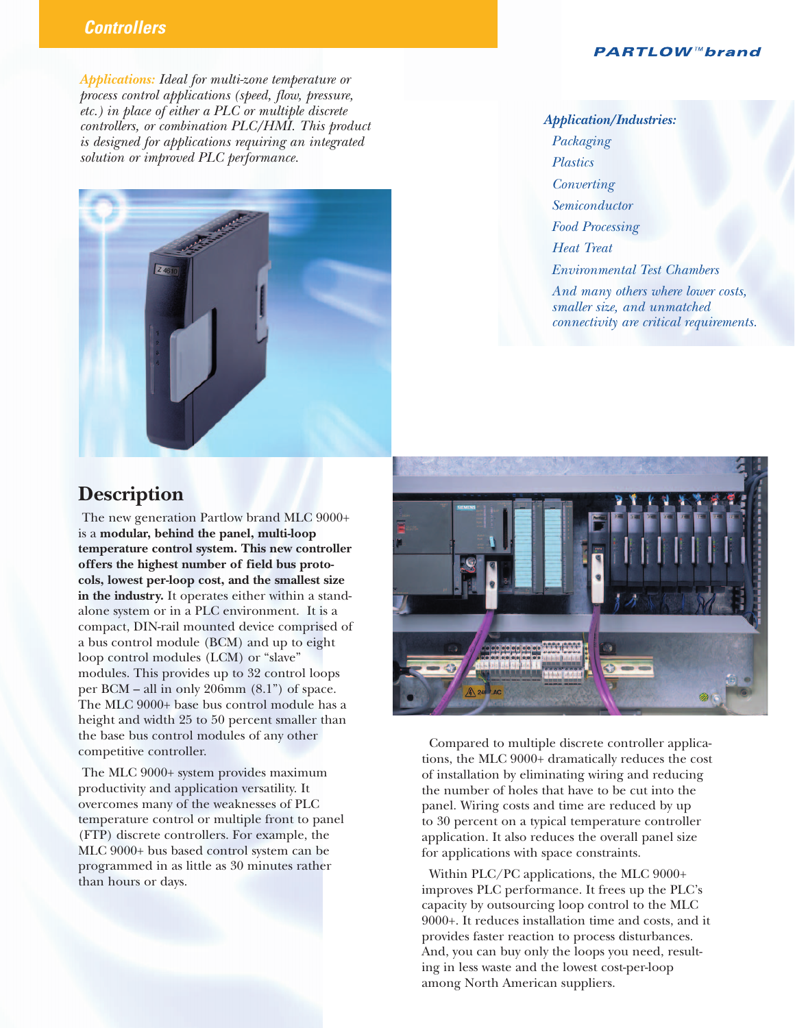# Controllers

**PARTLOW™ brand**

*Applications: Ideal for multi-zone temperature or process control applications (speed, flow, pressure, etc.) in place of either a PLC or multiple discrete controllers, or combination PLC/HMI. This product is designed for applications requiring an integrated solution or improved PLC performance.*

*Application/Industries:*

- *Packaging*
- *Plastics*
- *Converting*
- *Semiconductor*
- *Food Processing*
- *Heat Treat*
- *Environmental Test Chambers*
- *And many others where lower costs, smaller size, and unmatched connectivity are critical requirements.*

## Description

The new generation Partlow brand MLC 9000+ is a **modular, behind the panel, multi-loop temperature control system. This new controller offers the highest number of field bus protocols, lowest per-loop cost, and the smallest size in the industry.** It operates either within a stand-alone system or in a PLC environment. It is a compact, DIN-rail mounted device comprised of a bus control module (BCM) and up to eight loop control modules (LCM) or "slave" modules. This provides up to 32 control loops per BCM – all in only 206mm (8.1") of space. The MLC 9000+ base bus control module has a height and width 25 to 50 percent smaller than the base bus control modules of any other competitive controller.

The MLC 9000+ system provides maximum productivity and application versatility. It overcomes many of the weaknesses of PLC temperature control or multiple front to panel (FTP) discrete controllers. For example, the MLC 9000+ bus based control system can be programmed in as little as 30 minutes rather than hours or days.

Compared to multiple discrete controller applications, the MLC 9000+ dramatically reduces the cost of installation by eliminating wiring and reducing the number of holes that have to be cut into the panel. Wiring costs and time are reduced by up to 30 percent on a typical temperature controller application. It also reduces the overall panel size for applications with space constraints.

Within PLC/PC applications, the MLC 9000+ improves PLC performance. It frees up the PLC's capacity by outsourcing loop control to the MLC 9000+. It reduces installation time and costs, and it provides faster reaction to process disturbances. And, you can buy only the loops you need, resulting in less waste and the lowest cost-per-loop among North American suppliers.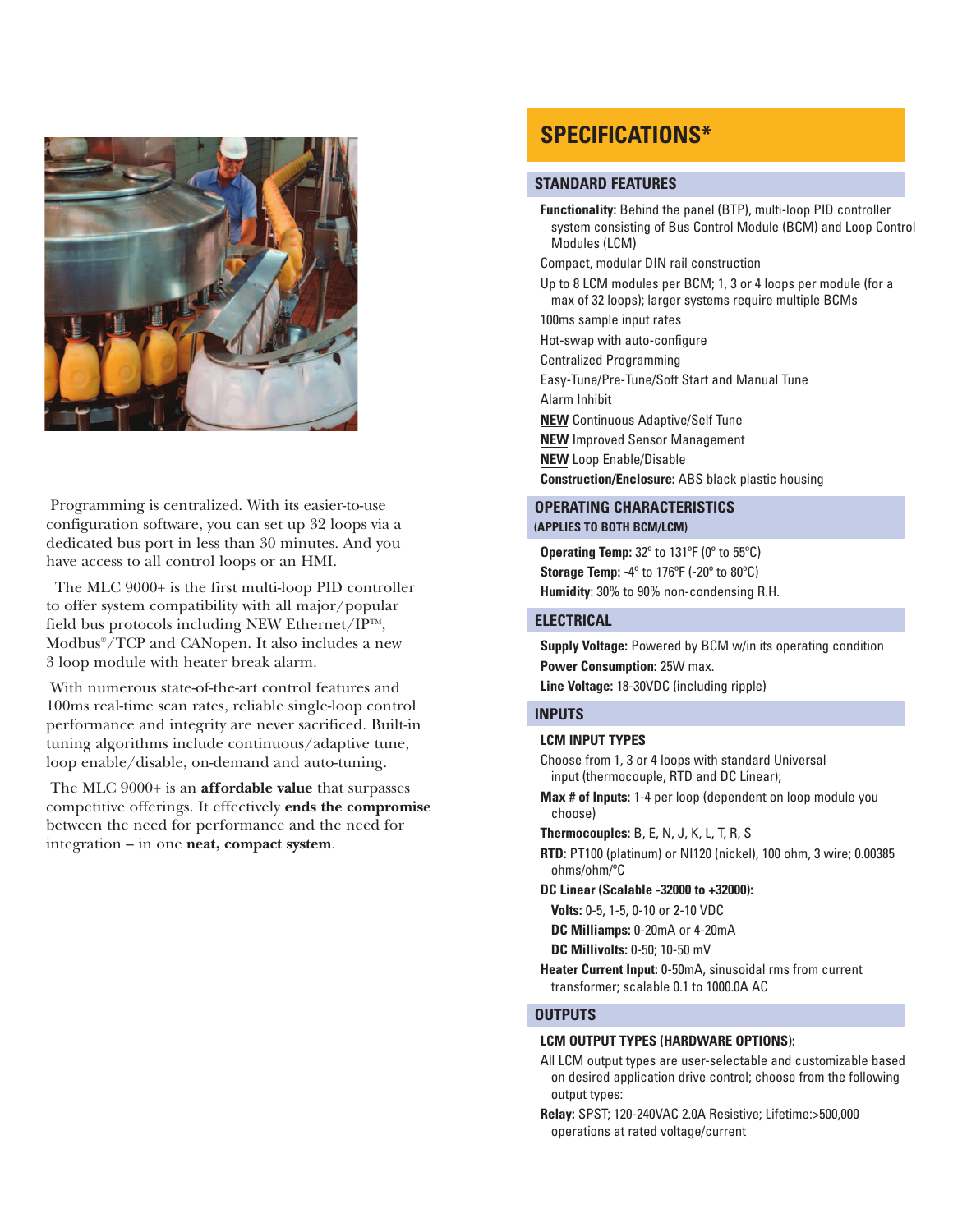Programming is centralized. With its easier-to-use configuration software, you can set up 32 loops via a dedicated bus port in less than 30 minutes. And you have access to all control loops or an HMI.

The MLC 9000+ is the first multi-loop PID controller to offer system compatibility with all major/popular field bus protocols including NEW Ethernet/IP™, Modbus®/TCP and CANopen. It also includes a new 3 loop module with heater break alarm.

With numerous state-of-the-art control features and 100ms real-time scan rates, reliable single-loop control performance and integrity are never sacrificed. Built-in tuning algorithms include continuous/adaptive tune, loop enable/disable, on-demand and auto-tuning.

The MLC 9000+ is an **affordable value** that surpasses competitive offerings. It effectively **ends the compromise** between the need for performance and the need for integration – in one **neat, compact system**.

# SPECIFICATIONS*

## STANDARD FEATURES

**Functionality:** Behind the panel (BTP), multi-loop PID controller system consisting of Bus Control Module (BCM) and Loop Control Modules (LCM)

Compact, modular DIN rail construction

Up to 8 LCM modules per BCM; 1, 3 or 4 loops per module (for a max of 32 loops); larger systems require multiple BCMs

100ms sample input rates

Hot-swap with auto-configure

Centralized Programming

Easy-Tune/Pre-Tune/Soft Start and Manual Tune

Alarm Inhibit

**NEW** Continuous Adaptive/Self Tune

**NEW** Improved Sensor Management

**NEW** Loop Enable/Disable

**Construction/Enclosure:** ABS black plastic housing

## OPERATING CHARACTERISTICS
(APPLIES TO BOTH BCM/LCM)

**Operating Temp:** 32º to 131ºF (0º to 55ºC)

**Storage Temp:** -4º to 176ºF (-20º to 80ºC)

**Humidity**: 30% to 90% non-condensing R.H.

## ELECTRICAL

**Supply Voltage:** Powered by BCM w/in its operating condition

**Power Consumption:** 25W max.

**Line Voltage:** 18-30VDC (including ripple)

## INPUTS

### LCM INPUT TYPES

Choose from 1, 3 or 4 loops with standard Universal input (thermocouple, RTD and DC Linear);

**Max # of Inputs:** 1-4 per loop (dependent on loop module you choose)

**Thermocouples:** B, E, N, J, K, L, T, R, S

**RTD:** PT100 (platinum) or NI120 (nickel), 100 ohm, 3 wire; 0.00385 ohms/ohm/ºC

**DC Linear (Scalable -32000 to +32000):**

- **Volts:** 0-5, 1-5, 0-10 or 2-10 VDC
- **DC Milliamps:** 0-20mA or 4-20mA
- **DC Millivolts:** 0-50; 10-50 mV

**Heater Current Input:** 0-50mA, sinusoidal rms from current transformer; scalable 0.1 to 1000.0A AC

## OUTPUTS

### LCM OUTPUT TYPES (HARDWARE OPTIONS):

All LCM output types are user-selectable and customizable based on desired application drive control; choose from the following output types:

**Relay:** SPST; 120-240VAC 2.0A Resistive; Lifetime:>500,000 operations at rated voltage/current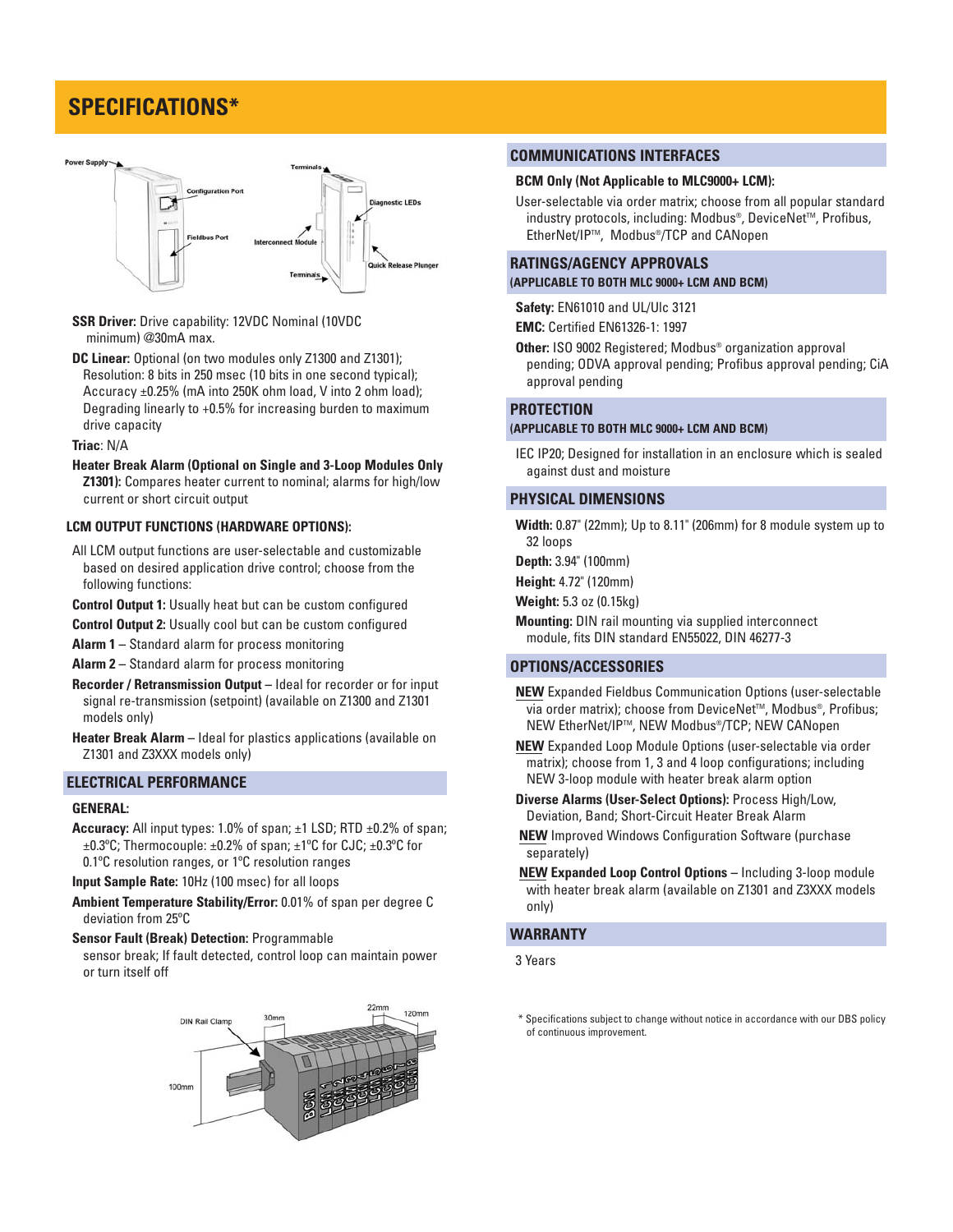# SPECIFICATIONS*

**SSR Driver:** Drive capability: 12VDC Nominal (10VDC minimum) @30mA max.

**DC Linear:** Optional (on two modules only Z1300 and Z1301); Resolution: 8 bits in 250 msec (10 bits in one second typical); Accuracy ±0.25% (mA into 250K ohm load, V into 2 ohm load); Degrading linearly to +0.5% for increasing burden to maximum drive capacity

**Triac**: N/A

**Heater Break Alarm (Optional on Single and 3-Loop Modules Only Z1301):** Compares heater current to nominal; alarms for high/low current or short circuit output

### LCM OUTPUT FUNCTIONS (HARDWARE OPTIONS):

All LCM output functions are user-selectable and customizable based on desired application drive control; choose from the following functions:

**Control Output 1:** Usually heat but can be custom configured

**Control Output 2:** Usually cool but can be custom configured

**Alarm 1** – Standard alarm for process monitoring

**Alarm 2** – Standard alarm for process monitoring

**Recorder / Retransmission Output** – Ideal for recorder or for input signal re-transmission (setpoint) (available on Z1300 and Z1301 models only)

**Heater Break Alarm** – Ideal for plastics applications (available on Z1301 and Z3XXX models only)

## ELECTRICAL PERFORMANCE

### GENERAL:

**Accuracy:** All input types: 1.0% of span; ±1 LSD; RTD ±0.2% of span; ±0.3°C; Thermocouple: ±0.2% of span; ±1°C for CJC; ±0.3°C for 0.1°C resolution ranges, or 1°C resolution ranges

**Input Sample Rate:** 10Hz (100 msec) for all loops

**Ambient Temperature Stability/Error:** 0.01% of span per degree C deviation from 25°C

**Sensor Fault (Break) Detection:** Programmable sensor break; If fault detected, control loop can maintain power or turn itself off

## COMMUNICATIONS INTERFACES

### BCM Only (Not Applicable to MLC9000+ LCM):

User-selectable via order matrix; choose from all popular standard industry protocols, including: Modbus®, DeviceNet™, Profibus, EtherNet/IP™, Modbus®/TCP and CANopen

## RATINGS/AGENCY APPROVALS
(APPLICABLE TO BOTH MLC 9000+ LCM AND BCM)

**Safety:** EN61010 and UL/Ulc 3121

**EMC:** Certified EN61326-1: 1997

**Other:** ISO 9002 Registered; Modbus® organization approval pending; ODVA approval pending; Profibus approval pending; CiA approval pending

## PROTECTION
(APPLICABLE TO BOTH MLC 9000+ LCM AND BCM)

IEC IP20; Designed for installation in an enclosure which is sealed against dust and moisture

## PHYSICAL DIMENSIONS

**Width:** 0.87" (22mm); Up to 8.11" (206mm) for 8 module system up to 32 loops

**Depth:** 3.94" (100mm)

**Height:** 4.72" (120mm)

**Weight:** 5.3 oz (0.15kg)

**Mounting:** DIN rail mounting via supplied interconnect module, fits DIN standard EN55022, DIN 46277-3

## OPTIONS/ACCESSORIES

**NEW** Expanded Fieldbus Communication Options (user-selectable via order matrix); choose from DeviceNet™, Modbus®, Profibus; NEW EtherNet/IP™, NEW Modbus®/TCP; NEW CANopen

**NEW** Expanded Loop Module Options (user-selectable via order matrix); choose from 1, 3 and 4 loop configurations; including NEW 3-loop module with heater break alarm option

**Diverse Alarms (User-Select Options):** Process High/Low, Deviation, Band; Short-Circuit Heater Break Alarm

**NEW** Improved Windows Configuration Software (purchase separately)

**NEW Expanded Loop Control Options** – Including 3-loop module with heater break alarm (available on Z1301 and Z3XXX models only)

## WARRANTY

3 Years

\* Specifications subject to change without notice in accordance with our DBS policy of continuous improvement.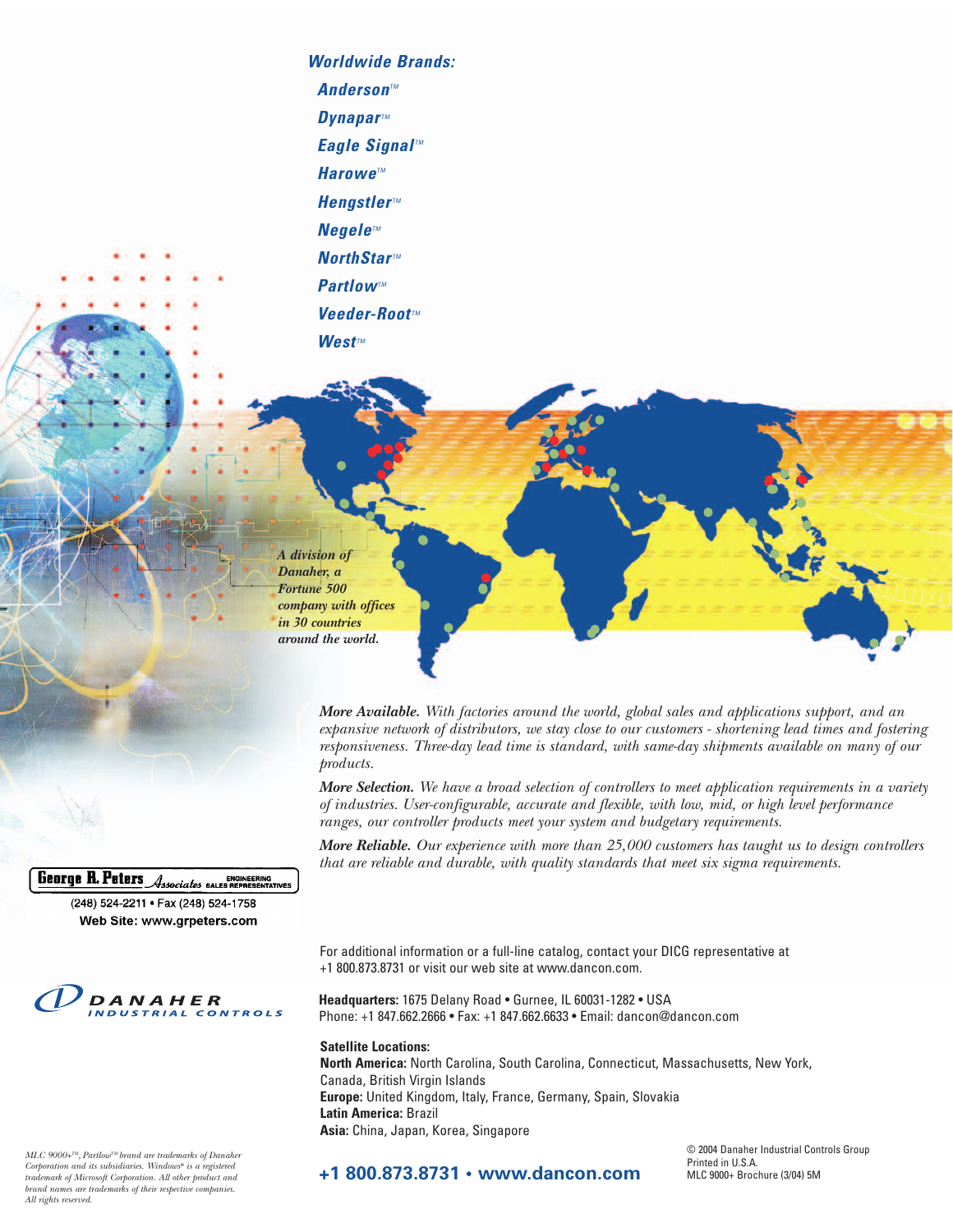## *Worldwide Brands:*

- ***Anderson™***
- ***Dynapar™***
- ***Eagle Signal™***
- ***Harowe™***
- ***Hengstler™***
- ***Negele™***
- ***NorthStar™***
- ***Partlow™***
- ***Veeder-Root™***
- ***West™***

*A division of Danaher, a Fortune 500 company with offices in 30 countries around the world.*

***More Available.*** *With factories around the world, global sales and applications support, and an expansive network of distributors, we stay close to our customers - shortening lead times and fostering responsiveness. Three-day lead time is standard, with same-day shipments available on many of our products.*

***More Selection.*** *We have a broad selection of controllers to meet application requirements in a variety of industries. User-configurable, accurate and flexible, with low, mid, or high level performance ranges, our controller products meet your system and budgetary requirements.*

***More Reliable.*** *Our experience with more than 25,000 customers has taught us to design controllers that are reliable and durable, with quality standards that meet six sigma requirements.*

**George R. Peters** *Associates* ENGINEERING SALES REPRESENTATIVES

(248) 524-2211 • Fax (248) 524-1758

**Web Site: www.grpeters.com**

For additional information or a full-line catalog, contact your DICG representative at +1 800.873.8731 or visit our web site at www.dancon.com.

**DANAHER**
INDUSTRIAL CONTROLS

**Headquarters:** 1675 Delany Road • Gurnee, IL 60031-1282 • USA
Phone: +1 847.662.2666 • Fax: +1 847.662.6633 • Email: dancon@dancon.com

**Satellite Locations:**
**North America:** North Carolina, South Carolina, Connecticut, Massachusetts, New York, Canada, British Virgin Islands
**Europe:** United Kingdom, Italy, France, Germany, Spain, Slovakia
**Latin America:** Brazil
**Asia:** China, Japan, Korea, Singapore

*MLC 9000+™, Partlow™ brand are trademarks of Danaher Corporation and its subsidiaries. Windows® is a registered trademark of Microsoft Corporation. All other product and brand names are trademarks of their respective companies. All rights reserved.*

**+1 800.873.8731 • www.dancon.com**

© 2004 Danaher Industrial Controls Group
Printed in U.S.A.
MLC 9000+ Brochure (3/04) 5M